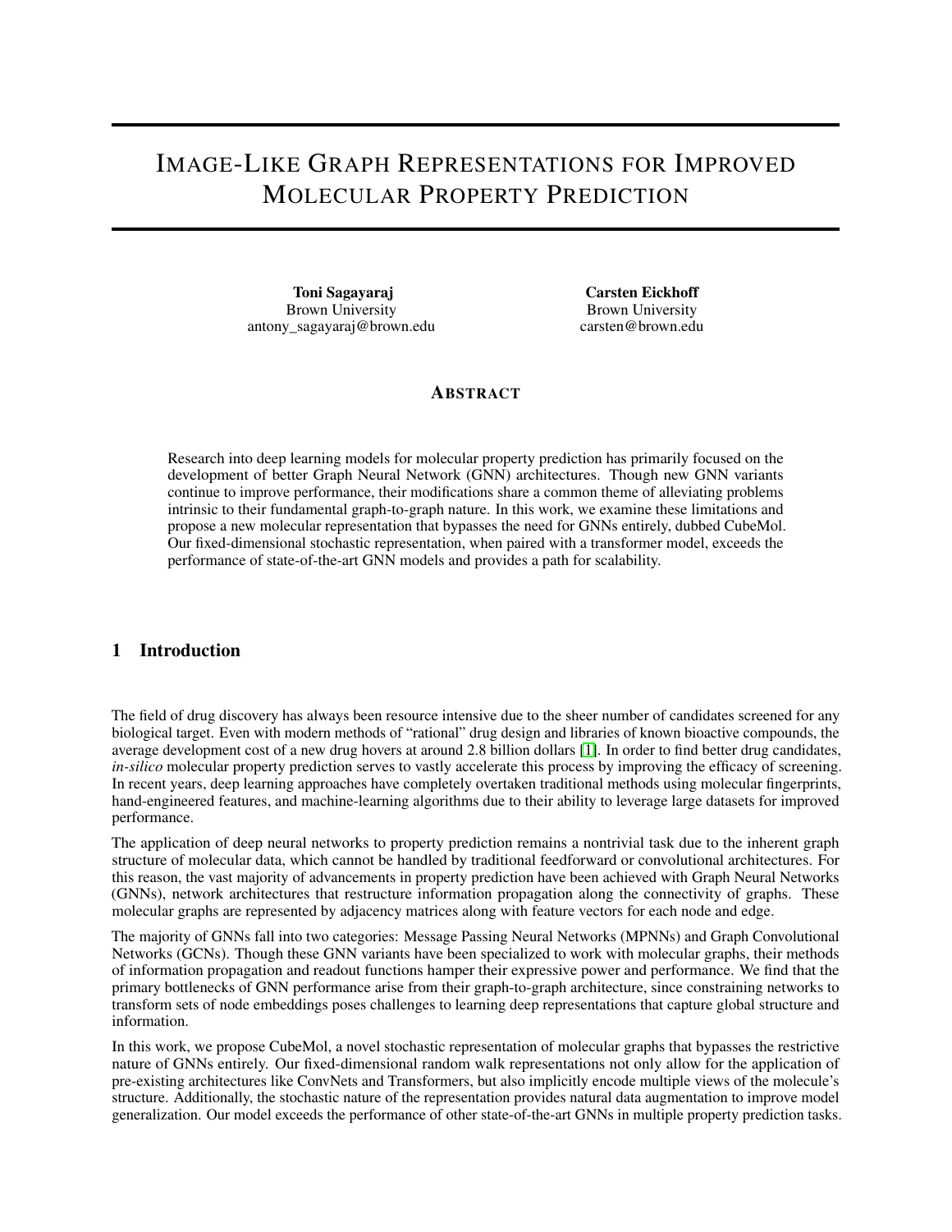# Image-Like Graph Representations for Improved Molecular Property Prediction

**Toni Sagayaraj**
Brown University
antony_sagayaraj@brown.edu

**Carsten Eickhoff**
Brown University
carsten@brown.edu

## Abstract

Research into deep learning models for molecular property prediction has primarily focused on the development of better Graph Neural Network (GNN) architectures. Though new GNN variants continue to improve performance, their modifications share a common theme of alleviating problems intrinsic to their fundamental graph-to-graph nature. In this work, we examine these limitations and propose a new molecular representation that bypasses the need for GNNs entirely, dubbed CubeMol. Our fixed-dimensional stochastic representation, when paired with a transformer model, exceeds the performance of state-of-the-art GNN models and provides a path for scalability.

## 1 Introduction

The field of drug discovery has always been resource intensive due to the sheer number of candidates screened for any biological target. Even with modern methods of "rational" drug design and libraries of known bioactive compounds, the average development cost of a new drug hovers at around 2.8 billion dollars [1]. In order to find better drug candidates, *in-silico* molecular property prediction serves to vastly accelerate this process by improving the efficacy of screening. In recent years, deep learning approaches have completely overtaken traditional methods using molecular fingerprints, hand-engineered features, and machine-learning algorithms due to their ability to leverage large datasets for improved performance.

The application of deep neural networks to property prediction remains a nontrivial task due to the inherent graph structure of molecular data, which cannot be handled by traditional feedforward or convolutional architectures. For this reason, the vast majority of advancements in property prediction have been achieved with Graph Neural Networks (GNNs), network architectures that restructure information propagation along the connectivity of graphs. These molecular graphs are represented by adjacency matrices along with feature vectors for each node and edge.

The majority of GNNs fall into two categories: Message Passing Neural Networks (MPNNs) and Graph Convolutional Networks (GCNs). Though these GNN variants have been specialized to work with molecular graphs, their methods of information propagation and readout functions hamper their expressive power and performance. We find that the primary bottlenecks of GNN performance arise from their graph-to-graph architecture, since constraining networks to transform sets of node embeddings poses challenges to learning deep representations that capture global structure and information.

In this work, we propose CubeMol, a novel stochastic representation of molecular graphs that bypasses the restrictive nature of GNNs entirely. Our fixed-dimensional random walk representations not only allow for the application of pre-existing architectures like ConvNets and Transformers, but also implicitly encode multiple views of the molecule's structure. Additionally, the stochastic nature of the representation provides natural data augmentation to improve model generalization. Our model exceeds the performance of other state-of-the-art GNNs in multiple property prediction tasks.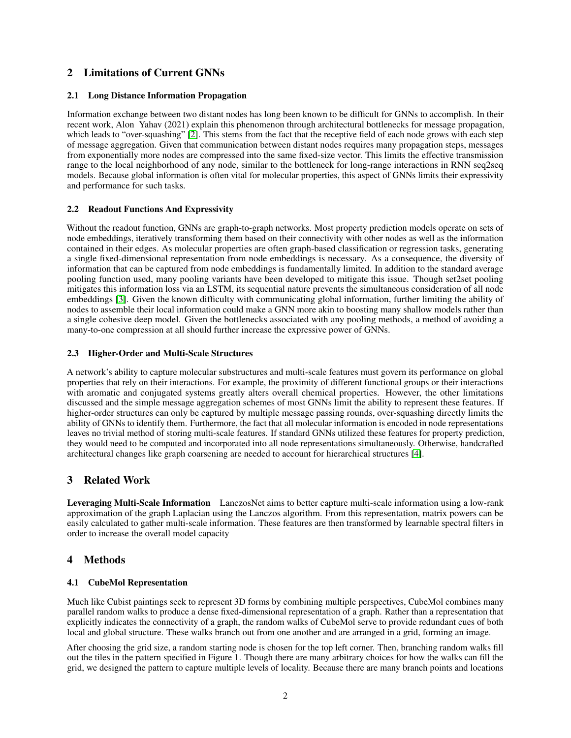## 2 Limitations of Current GNNs

### 2.1 Long Distance Information Propagation

Information exchange between two distant nodes has long been known to be difficult for GNNs to accomplish. In their recent work, Alon Yahav (2021) explain this phenomenon through architectural bottlenecks for message propagation, which leads to "over-squashing" [2]. This stems from the fact that the receptive field of each node grows with each step of message aggregation. Given that communication between distant nodes requires many propagation steps, messages from exponentially more nodes are compressed into the same fixed-size vector. This limits the effective transmission range to the local neighborhood of any node, similar to the bottleneck for long-range interactions in RNN seq2seq models. Because global information is often vital for molecular properties, this aspect of GNNs limits their expressivity and performance for such tasks.

### 2.2 Readout Functions And Expressivity

Without the readout function, GNNs are graph-to-graph networks. Most property prediction models operate on sets of node embeddings, iteratively transforming them based on their connectivity with other nodes as well as the information contained in their edges. As molecular properties are often graph-based classification or regression tasks, generating a single fixed-dimensional representation from node embeddings is necessary. As a consequence, the diversity of information that can be captured from node embeddings is fundamentally limited. In addition to the standard average pooling function used, many pooling variants have been developed to mitigate this issue. Though set2set pooling mitigates this information loss via an LSTM, its sequential nature prevents the simultaneous consideration of all node embeddings [3]. Given the known difficulty with communicating global information, further limiting the ability of nodes to assemble their local information could make a GNN more akin to boosting many shallow models rather than a single cohesive deep model. Given the bottlenecks associated with any pooling methods, a method of avoiding a many-to-one compression at all should further increase the expressive power of GNNs.

### 2.3 Higher-Order and Multi-Scale Structures

A network's ability to capture molecular substructures and multi-scale features must govern its performance on global properties that rely on their interactions. For example, the proximity of different functional groups or their interactions with aromatic and conjugated systems greatly alters overall chemical properties. However, the other limitations discussed and the simple message aggregation schemes of most GNNs limit the ability to represent these features. If higher-order structures can only be captured by multiple message passing rounds, over-squashing directly limits the ability of GNNs to identify them. Furthermore, the fact that all molecular information is encoded in node representations leaves no trivial method of storing multi-scale features. If standard GNNs utilized these features for property prediction, they would need to be computed and incorporated into all node representations simultaneously. Otherwise, handcrafted architectural changes like graph coarsening are needed to account for hierarchical structures [4].

## 3 Related Work

**Leveraging Multi-Scale Information** LanczosNet aims to better capture multi-scale information using a low-rank approximation of the graph Laplacian using the Lanczos algorithm. From this representation, matrix powers can be easily calculated to gather multi-scale information. These features are then transformed by learnable spectral filters in order to increase the overall model capacity

## 4 Methods

### 4.1 CubeMol Representation

Much like Cubist paintings seek to represent 3D forms by combining multiple perspectives, CubeMol combines many parallel random walks to produce a dense fixed-dimensional representation of a graph. Rather than a representation that explicitly indicates the connectivity of a graph, the random walks of CubeMol serve to provide redundant cues of both local and global structure. These walks branch out from one another and are arranged in a grid, forming an image.

After choosing the grid size, a random starting node is chosen for the top left corner. Then, branching random walks fill out the tiles in the pattern specified in Figure 1. Though there are many arbitrary choices for how the walks can fill the grid, we designed the pattern to capture multiple levels of locality. Because there are many branch points and locations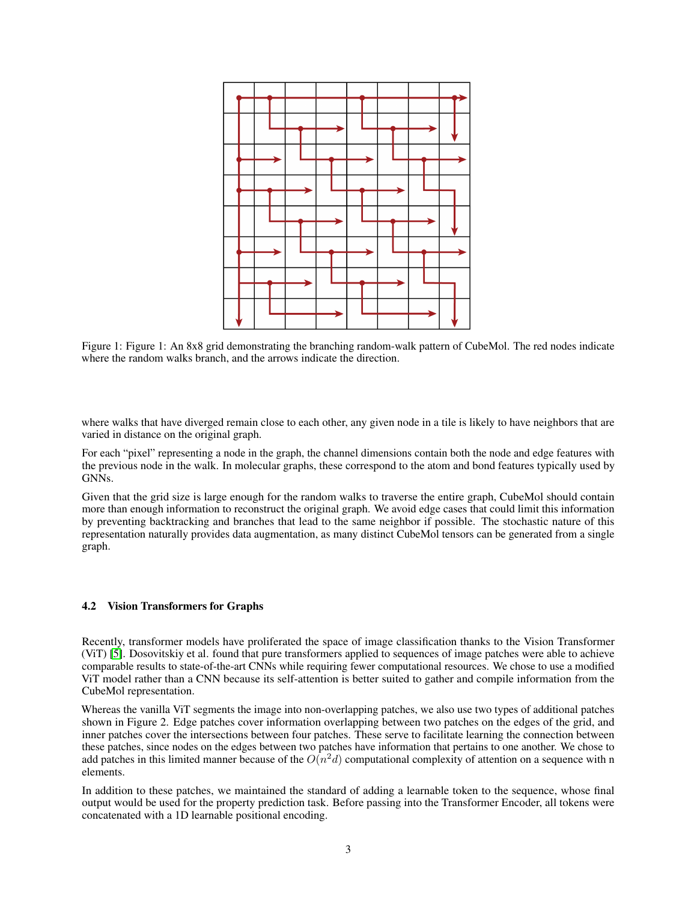Figure 1: Figure 1: An 8x8 grid demonstrating the branching random-walk pattern of CubeMol. The red nodes indicate where the random walks branch, and the arrows indicate the direction.

where walks that have diverged remain close to each other, any given node in a tile is likely to have neighbors that are varied in distance on the original graph.

For each "pixel" representing a node in the graph, the channel dimensions contain both the node and edge features with the previous node in the walk. In molecular graphs, these correspond to the atom and bond features typically used by GNNs.

Given that the grid size is large enough for the random walks to traverse the entire graph, CubeMol should contain more than enough information to reconstruct the original graph. We avoid edge cases that could limit this information by preventing backtracking and branches that lead to the same neighbor if possible. The stochastic nature of this representation naturally provides data augmentation, as many distinct CubeMol tensors can be generated from a single graph.

### 4.2 Vision Transformers for Graphs

Recently, transformer models have proliferated the space of image classification thanks to the Vision Transformer (ViT) [5]. Dosovitskiy et al. found that pure transformers applied to sequences of image patches were able to achieve comparable results to state-of-the-art CNNs while requiring fewer computational resources. We chose to use a modified ViT model rather than a CNN because its self-attention is better suited to gather and compile information from the CubeMol representation.

Whereas the vanilla ViT segments the image into non-overlapping patches, we also use two types of additional patches shown in Figure 2. Edge patches cover information overlapping between two patches on the edges of the grid, and inner patches cover the intersections between four patches. These serve to facilitate learning the connection between these patches, since nodes on the edges between two patches have information that pertains to one another. We chose to add patches in this limited manner because of the $O(n^2d)$ computational complexity of attention on a sequence with n elements.

In addition to these patches, we maintained the standard of adding a learnable token to the sequence, whose final output would be used for the property prediction task. Before passing into the Transformer Encoder, all tokens were concatenated with a 1D learnable positional encoding.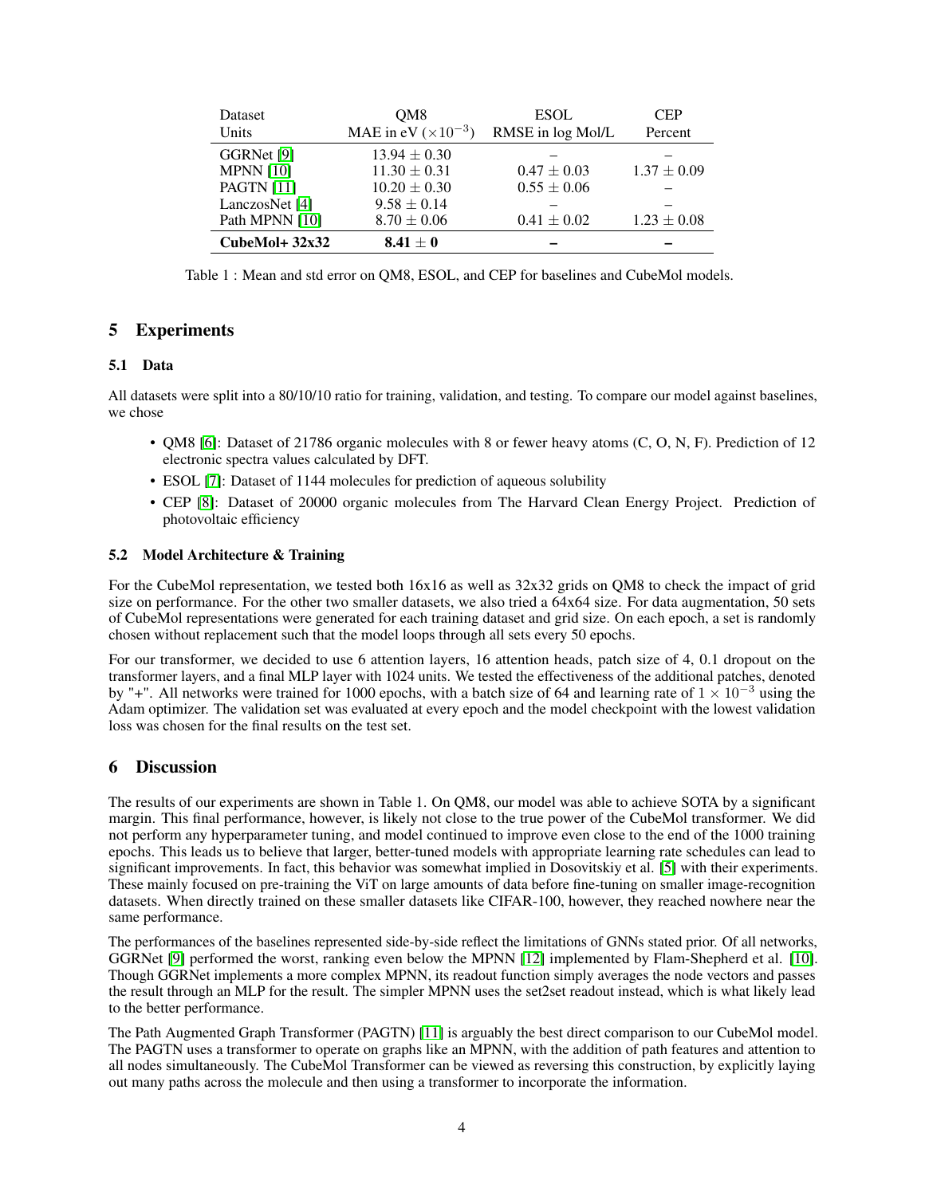| Dataset | QM8 | ESOL | CEP |
|---|---|---|---|
| Units | MAE in eV ($\times 10^{-3}$) | RMSE in log Mol/L | Percent |
| GGRNet [9] | $13.94 \pm 0.30$ | – | – |
| MPNN [10] | $11.30 \pm 0.31$ | $0.47 \pm 0.03$ | $1.37 \pm 0.09$ |
| PAGTN [11] | $10.20 \pm 0.30$ | $0.55 \pm 0.06$ | – |
| LanczosNet [4] | $9.58 \pm 0.14$ | – | – |
| Path MPNN [10] | $8.70 \pm 0.06$ | $0.41 \pm 0.02$ | $1.23 \pm 0.08$ |
| **CubeMol+ 32x32** | $\mathbf{8.41 \pm 0}$ | **–** | **–** |

Table 1 : Mean and std error on QM8, ESOL, and CEP for baselines and CubeMol models.

## 5 Experiments

### 5.1 Data

All datasets were split into a 80/10/10 ratio for training, validation, and testing. To compare our model against baselines, we chose

- QM8 [6]: Dataset of 21786 organic molecules with 8 or fewer heavy atoms (C, O, N, F). Prediction of 12 electronic spectra values calculated by DFT.
- ESOL [7]: Dataset of 1144 molecules for prediction of aqueous solubility
- CEP [8]: Dataset of 20000 organic molecules from The Harvard Clean Energy Project. Prediction of photovoltaic efficiency

### 5.2 Model Architecture & Training

For the CubeMol representation, we tested both 16x16 as well as 32x32 grids on QM8 to check the impact of grid size on performance. For the other two smaller datasets, we also tried a 64x64 size. For data augmentation, 50 sets of CubeMol representations were generated for each training dataset and grid size. On each epoch, a set is randomly chosen without replacement such that the model loops through all sets every 50 epochs.

For our transformer, we decided to use 6 attention layers, 16 attention heads, patch size of 4, 0.1 dropout on the transformer layers, and a final MLP layer with 1024 units. We tested the effectiveness of the additional patches, denoted by "+". All networks were trained for 1000 epochs, with a batch size of 64 and learning rate of $1 \times 10^{-3}$ using the Adam optimizer. The validation set was evaluated at every epoch and the model checkpoint with the lowest validation loss was chosen for the final results on the test set.

## 6 Discussion

The results of our experiments are shown in Table 1. On QM8, our model was able to achieve SOTA by a significant margin. This final performance, however, is likely not close to the true power of the CubeMol transformer. We did not perform any hyperparameter tuning, and model continued to improve even close to the end of the 1000 training epochs. This leads us to believe that larger, better-tuned models with appropriate learning rate schedules can lead to significant improvements. In fact, this behavior was somewhat implied in Dosovitskiy et al. [5] with their experiments. These mainly focused on pre-training the ViT on large amounts of data before fine-tuning on smaller image-recognition datasets. When directly trained on these smaller datasets like CIFAR-100, however, they reached nowhere near the same performance.

The performances of the baselines represented side-by-side reflect the limitations of GNNs stated prior. Of all networks, GGRNet [9] performed the worst, ranking even below the MPNN [12] implemented by Flam-Shepherd et al. [10]. Though GGRNet implements a more complex MPNN, its readout function simply averages the node vectors and passes the result through an MLP for the result. The simpler MPNN uses the set2set readout instead, which is what likely lead to the better performance.

The Path Augmented Graph Transformer (PAGTN) [11] is arguably the best direct comparison to our CubeMol model. The PAGTN uses a transformer to operate on graphs like an MPNN, with the addition of path features and attention to all nodes simultaneously. The CubeMol Transformer can be viewed as reversing this construction, by explicitly laying out many paths across the molecule and then using a transformer to incorporate the information.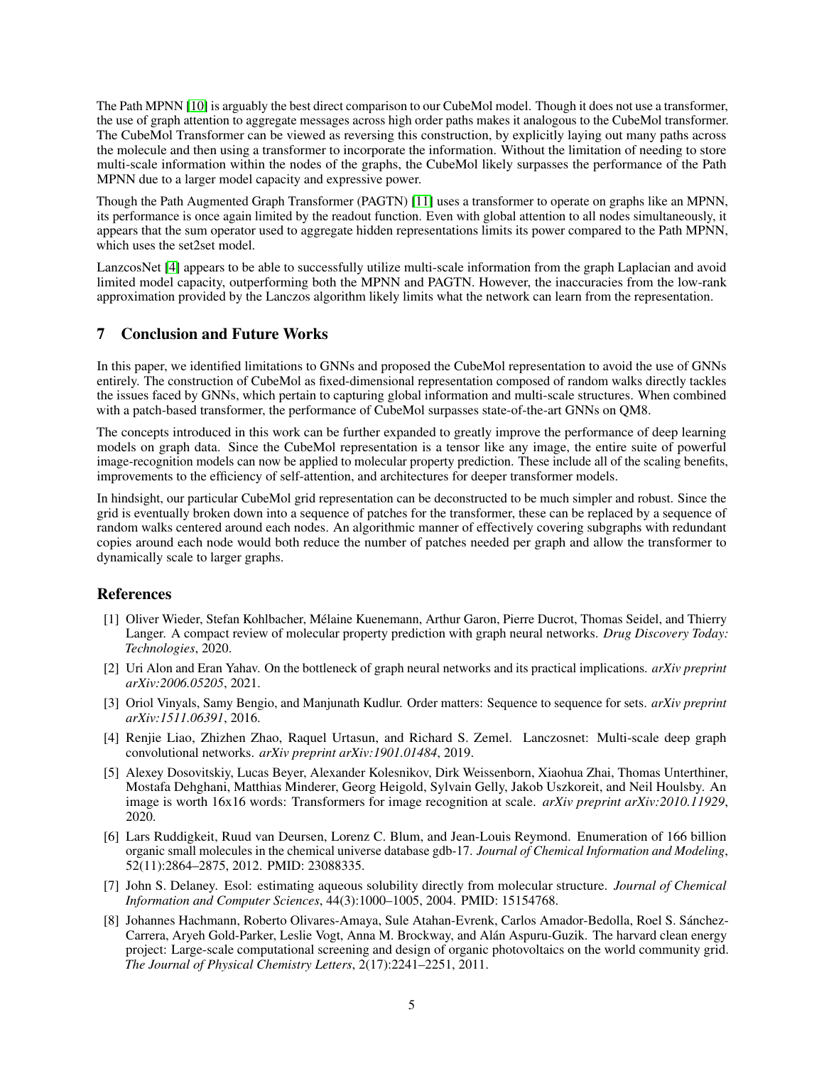The Path MPNN [10] is arguably the best direct comparison to our CubeMol model. Though it does not use a transformer, the use of graph attention to aggregate messages across high order paths makes it analogous to the CubeMol transformer. The CubeMol Transformer can be viewed as reversing this construction, by explicitly laying out many paths across the molecule and then using a transformer to incorporate the information. Without the limitation of needing to store multi-scale information within the nodes of the graphs, the CubeMol likely surpasses the performance of the Path MPNN due to a larger model capacity and expressive power.

Though the Path Augmented Graph Transformer (PAGTN) [11] uses a transformer to operate on graphs like an MPNN, its performance is once again limited by the readout function. Even with global attention to all nodes simultaneously, it appears that the sum operator used to aggregate hidden representations limits its power compared to the Path MPNN, which uses the set2set model.

LanzcosNet [4] appears to be able to successfully utilize multi-scale information from the graph Laplacian and avoid limited model capacity, outperforming both the MPNN and PAGTN. However, the inaccuracies from the low-rank approximation provided by the Lanczos algorithm likely limits what the network can learn from the representation.

## 7 Conclusion and Future Works

In this paper, we identified limitations to GNNs and proposed the CubeMol representation to avoid the use of GNNs entirely. The construction of CubeMol as fixed-dimensional representation composed of random walks directly tackles the issues faced by GNNs, which pertain to capturing global information and multi-scale structures. When combined with a patch-based transformer, the performance of CubeMol surpasses state-of-the-art GNNs on QM8.

The concepts introduced in this work can be further expanded to greatly improve the performance of deep learning models on graph data. Since the CubeMol representation is a tensor like any image, the entire suite of powerful image-recognition models can now be applied to molecular property prediction. These include all of the scaling benefits, improvements to the efficiency of self-attention, and architectures for deeper transformer models.

In hindsight, our particular CubeMol grid representation can be deconstructed to be much simpler and robust. Since the grid is eventually broken down into a sequence of patches for the transformer, these can be replaced by a sequence of random walks centered around each nodes. An algorithmic manner of effectively covering subgraphs with redundant copies around each node would both reduce the number of patches needed per graph and allow the transformer to dynamically scale to larger graphs.

## References

[1] Oliver Wieder, Stefan Kohlbacher, Mélaine Kuenemann, Arthur Garon, Pierre Ducrot, Thomas Seidel, and Thierry Langer. A compact review of molecular property prediction with graph neural networks. *Drug Discovery Today: Technologies*, 2020.

[2] Uri Alon and Eran Yahav. On the bottleneck of graph neural networks and its practical implications. *arXiv preprint arXiv:2006.05205*, 2021.

[3] Oriol Vinyals, Samy Bengio, and Manjunath Kudlur. Order matters: Sequence to sequence for sets. *arXiv preprint arXiv:1511.06391*, 2016.

[4] Renjie Liao, Zhizhen Zhao, Raquel Urtasun, and Richard S. Zemel. Lanczosnet: Multi-scale deep graph convolutional networks. *arXiv preprint arXiv:1901.01484*, 2019.

[5] Alexey Dosovitskiy, Lucas Beyer, Alexander Kolesnikov, Dirk Weissenborn, Xiaohua Zhai, Thomas Unterthiner, Mostafa Dehghani, Matthias Minderer, Georg Heigold, Sylvain Gelly, Jakob Uszkoreit, and Neil Houlsby. An image is worth 16x16 words: Transformers for image recognition at scale. *arXiv preprint arXiv:2010.11929*, 2020.

[6] Lars Ruddigkeit, Ruud van Deursen, Lorenz C. Blum, and Jean-Louis Reymond. Enumeration of 166 billion organic small molecules in the chemical universe database gdb-17. *Journal of Chemical Information and Modeling*, 52(11):2864–2875, 2012. PMID: 23088335.

[7] John S. Delaney. Esol: estimating aqueous solubility directly from molecular structure. *Journal of Chemical Information and Computer Sciences*, 44(3):1000–1005, 2004. PMID: 15154768.

[8] Johannes Hachmann, Roberto Olivares-Amaya, Sule Atahan-Evrenk, Carlos Amador-Bedolla, Roel S. Sánchez-Carrera, Aryeh Gold-Parker, Leslie Vogt, Anna M. Brockway, and Alán Aspuru-Guzik. The harvard clean energy project: Large-scale computational screening and design of organic photovoltaics on the world community grid. *The Journal of Physical Chemistry Letters*, 2(17):2241–2251, 2011.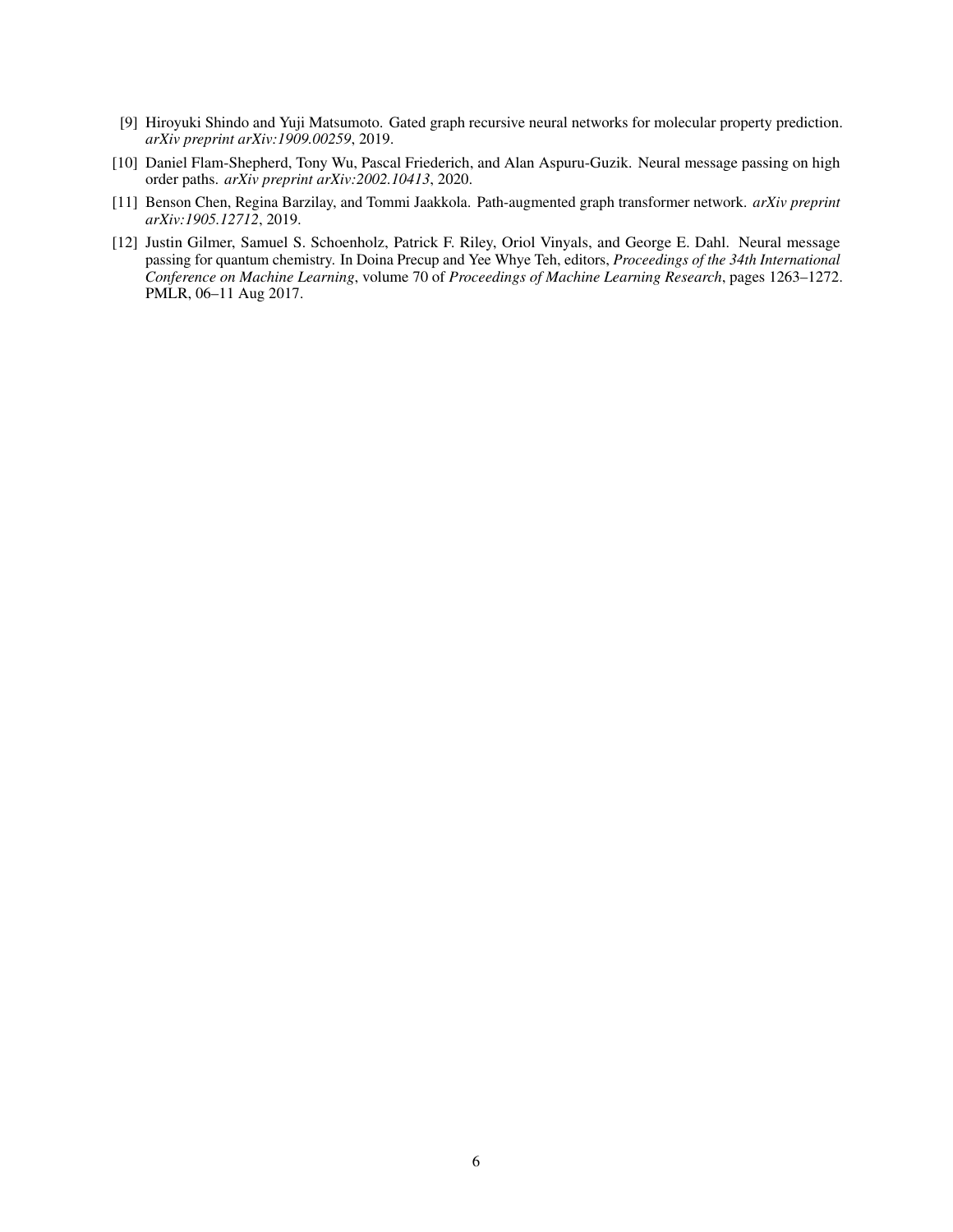[9] Hiroyuki Shindo and Yuji Matsumoto. Gated graph recursive neural networks for molecular property prediction. *arXiv preprint arXiv:1909.00259*, 2019.

[10] Daniel Flam-Shepherd, Tony Wu, Pascal Friederich, and Alan Aspuru-Guzik. Neural message passing on high order paths. *arXiv preprint arXiv:2002.10413*, 2020.

[11] Benson Chen, Regina Barzilay, and Tommi Jaakkola. Path-augmented graph transformer network. *arXiv preprint arXiv:1905.12712*, 2019.

[12] Justin Gilmer, Samuel S. Schoenholz, Patrick F. Riley, Oriol Vinyals, and George E. Dahl. Neural message passing for quantum chemistry. In Doina Precup and Yee Whye Teh, editors, *Proceedings of the 34th International Conference on Machine Learning*, volume 70 of *Proceedings of Machine Learning Research*, pages 1263–1272. PMLR, 06–11 Aug 2017.